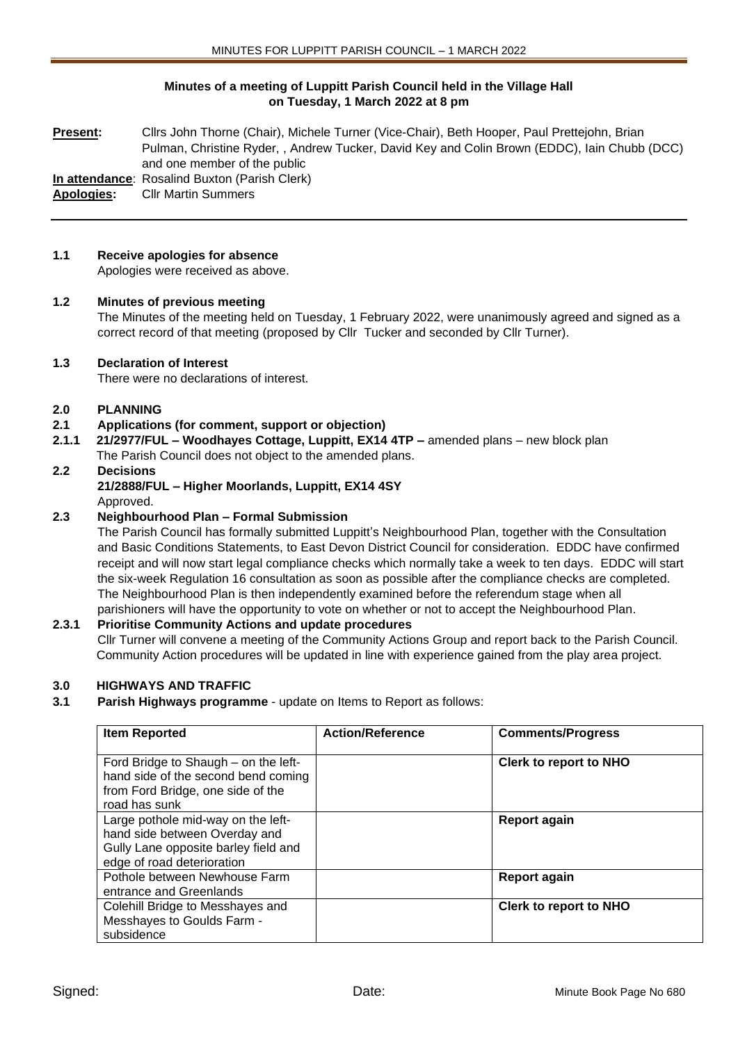**Minutes of a meeting of Luppitt Parish Council held in the Village Hall on Tuesday, 1 March 2022 at 8 pm**

**Present:** Cllrs John Thorne (Chair), Michele Turner (Vice-Chair), Beth Hooper, Paul Prettejohn, Brian Pulman, Christine Ryder, , Andrew Tucker, David Key and Colin Brown (EDDC), Iain Chubb (DCC) and one member of the public

**In attendance**: Rosalind Buxton (Parish Clerk)

**Apologies:** Cllr Martin Summers

**1.1 Receive apologies for absence**

Apologies were received as above.

**1.2 Minutes of previous meeting**

The Minutes of the meeting held on Tuesday, 1 February 2022, were unanimously agreed and signed as a correct record of that meeting (proposed by Cllr Tucker and seconded by Cllr Turner).

**1.3 Declaration of Interest**

There were no declarations of interest.

**2.0 PLANNING**

**2.1 Applications (for comment, support or objection)**

**2.1.1 21/2977/FUL – Woodhayes Cottage, Luppitt, EX14 4TP –** amended plans – new block plan

The Parish Council does not object to the amended plans.

**2.2 Decisions**

**21/2888/FUL – Higher Moorlands, Luppitt, EX14 4SY**

Approved.

**2.3 Neighbourhood Plan – Formal Submission**

The Parish Council has formally submitted Luppitt's Neighbourhood Plan, together with the Consultation and Basic Conditions Statements, to East Devon District Council for consideration. EDDC have confirmed receipt and will now start legal compliance checks which normally take a week to ten days. EDDC will start the six-week Regulation 16 consultation as soon as possible after the compliance checks are completed. The Neighbourhood Plan is then independently examined before the referendum stage when all parishioners will have the opportunity to vote on whether or not to accept the Neighbourhood Plan.

**2.3.1 Prioritise Community Actions and update procedures**

Cllr Turner will convene a meeting of the Community Actions Group and report back to the Parish Council. Community Action procedures will be updated in line with experience gained from the play area project.

**3.0 HIGHWAYS AND TRAFFIC**

**3.1 Parish Highways programme** - update on Items to Report as follows:

| Item Reported | Action/Reference | Comments/Progress |
|---|---|---|
| Ford Bridge to Shaugh – on the left-hand side of the second bend coming from Ford Bridge, one side of the road has sunk | | **Clerk to report to NHO** |
| Large pothole mid-way on the left-hand side between Overday and Gully Lane opposite barley field and edge of road deterioration | | **Report again** |
| Pothole between Newhouse Farm entrance and Greenlands | | **Report again** |
| Colehill Bridge to Messhayes and Messhayes to Goulds Farm - subsidence | | **Clerk to report to NHO** |

Signed: Date: Minute Book Page No 680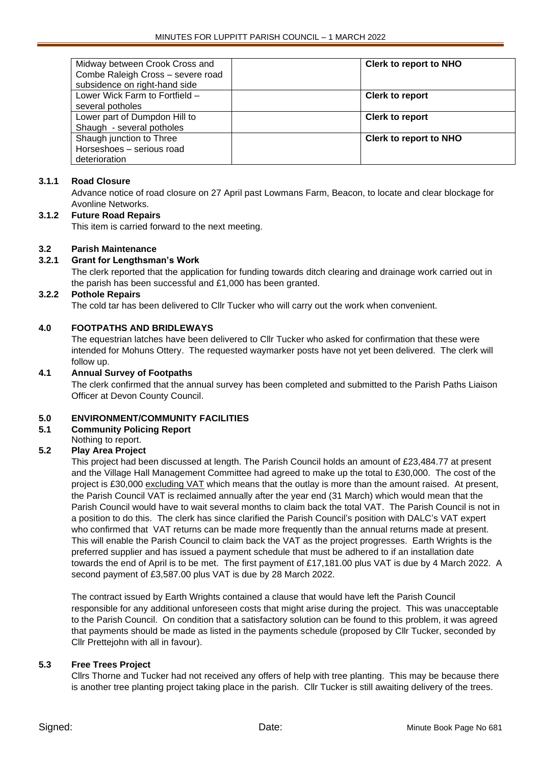| | | |
|---|---|---|
| Midway between Crook Cross and Combe Raleigh Cross – severe road subsidence on right-hand side | | **Clerk to report to NHO** |
| Lower Wick Farm to Fortfield – several potholes | | **Clerk to report** |
| Lower part of Dumpdon Hill to Shaugh - several potholes | | **Clerk to report** |
| Shaugh junction to Three Horseshoes – serious road deterioration | | **Clerk to report to NHO** |

### 3.1.1 Road Closure

Advance notice of road closure on 27 April past Lowmans Farm, Beacon, to locate and clear blockage for Avonline Networks.

### 3.1.2 Future Road Repairs

This item is carried forward to the next meeting.

### 3.2 Parish Maintenance

### 3.2.1 Grant for Lengthsman's Work

The clerk reported that the application for funding towards ditch clearing and drainage work carried out in the parish has been successful and £1,000 has been granted.

### 3.2.2 Pothole Repairs

The cold tar has been delivered to Cllr Tucker who will carry out the work when convenient.

## 4.0 FOOTPATHS AND BRIDLEWAYS

The equestrian latches have been delivered to Cllr Tucker who asked for confirmation that these were intended for Mohuns Ottery. The requested waymarker posts have not yet been delivered. The clerk will follow up.

### 4.1 Annual Survey of Footpaths

The clerk confirmed that the annual survey has been completed and submitted to the Parish Paths Liaison Officer at Devon County Council.

## 5.0 ENVIRONMENT/COMMUNITY FACILITIES

### 5.1 Community Policing Report

Nothing to report.

### 5.2 Play Area Project

This project had been discussed at length. The Parish Council holds an amount of £23,484.77 at present and the Village Hall Management Committee had agreed to make up the total to £30,000. The cost of the project is £30,000 excluding VAT which means that the outlay is more than the amount raised. At present, the Parish Council VAT is reclaimed annually after the year end (31 March) which would mean that the Parish Council would have to wait several months to claim back the total VAT. The Parish Council is not in a position to do this. The clerk has since clarified the Parish Council's position with DALC's VAT expert who confirmed that VAT returns can be made more frequently than the annual returns made at present. This will enable the Parish Council to claim back the VAT as the project progresses. Earth Wrights is the preferred supplier and has issued a payment schedule that must be adhered to if an installation date towards the end of April is to be met. The first payment of £17,181.00 plus VAT is due by 4 March 2022. A second payment of £3,587.00 plus VAT is due by 28 March 2022.

The contract issued by Earth Wrights contained a clause that would have left the Parish Council responsible for any additional unforeseen costs that might arise during the project. This was unacceptable to the Parish Council. On condition that a satisfactory solution can be found to this problem, it was agreed that payments should be made as listed in the payments schedule (proposed by Cllr Tucker, seconded by Cllr Prettejohn with all in favour).

### 5.3 Free Trees Project

Cllrs Thorne and Tucker had not received any offers of help with tree planting. This may be because there is another tree planting project taking place in the parish. Cllr Tucker is still awaiting delivery of the trees.

Signed: Date: Minute Book Page No 681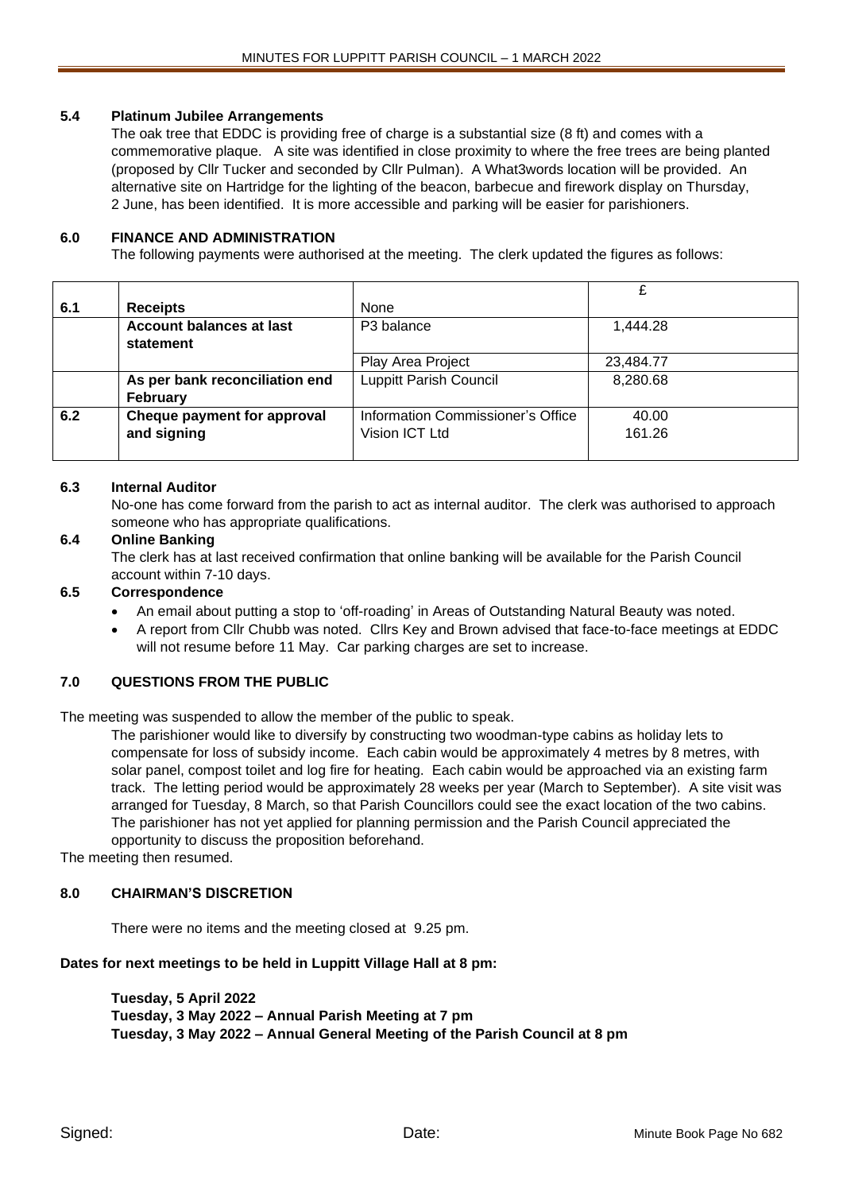### 5.4 Platinum Jubilee Arrangements

The oak tree that EDDC is providing free of charge is a substantial size (8 ft) and comes with a commemorative plaque. A site was identified in close proximity to where the free trees are being planted (proposed by Cllr Tucker and seconded by Cllr Pulman). A What3words location will be provided. An alternative site on Hartridge for the lighting of the beacon, barbecue and firework display on Thursday, 2 June, has been identified. It is more accessible and parking will be easier for parishioners.

### 6.0 FINANCE AND ADMINISTRATION

The following payments were authorised at the meeting. The clerk updated the figures as follows:

| | | | £ |
|---|---|---|---|
| **6.1** | **Receipts** | None | |
| | **Account balances at last statement** | P3 balance | 1,444.28 |
| | | Play Area Project | 23,484.77 |
| | **As per bank reconciliation end February** | Luppitt Parish Council | 8,280.68 |
| **6.2** | **Cheque payment for approval and signing** | Information Commissioner's Office<br>Vision ICT Ltd | 40.00<br>161.26 |

### 6.3 Internal Auditor

No-one has come forward from the parish to act as internal auditor. The clerk was authorised to approach someone who has appropriate qualifications.

### 6.4 Online Banking

The clerk has at last received confirmation that online banking will be available for the Parish Council account within 7-10 days.

### 6.5 Correspondence

- An email about putting a stop to 'off-roading' in Areas of Outstanding Natural Beauty was noted.
- A report from Cllr Chubb was noted. Cllrs Key and Brown advised that face-to-face meetings at EDDC will not resume before 11 May. Car parking charges are set to increase.

### 7.0 QUESTIONS FROM THE PUBLIC

The meeting was suspended to allow the member of the public to speak.

The parishioner would like to diversify by constructing two woodman-type cabins as holiday lets to compensate for loss of subsidy income. Each cabin would be approximately 4 metres by 8 metres, with solar panel, compost toilet and log fire for heating. Each cabin would be approached via an existing farm track. The letting period would be approximately 28 weeks per year (March to September). A site visit was arranged for Tuesday, 8 March, so that Parish Councillors could see the exact location of the two cabins. The parishioner has not yet applied for planning permission and the Parish Council appreciated the opportunity to discuss the proposition beforehand.

The meeting then resumed.

### 8.0 CHAIRMAN'S DISCRETION

There were no items and the meeting closed at 9.25 pm.

**Dates for next meetings to be held in Luppitt Village Hall at 8 pm:**

**Tuesday, 5 April 2022**
**Tuesday, 3 May 2022 – Annual Parish Meeting at 7 pm**
**Tuesday, 3 May 2022 – Annual General Meeting of the Parish Council at 8 pm**

Signed: Date: Minute Book Page No 682